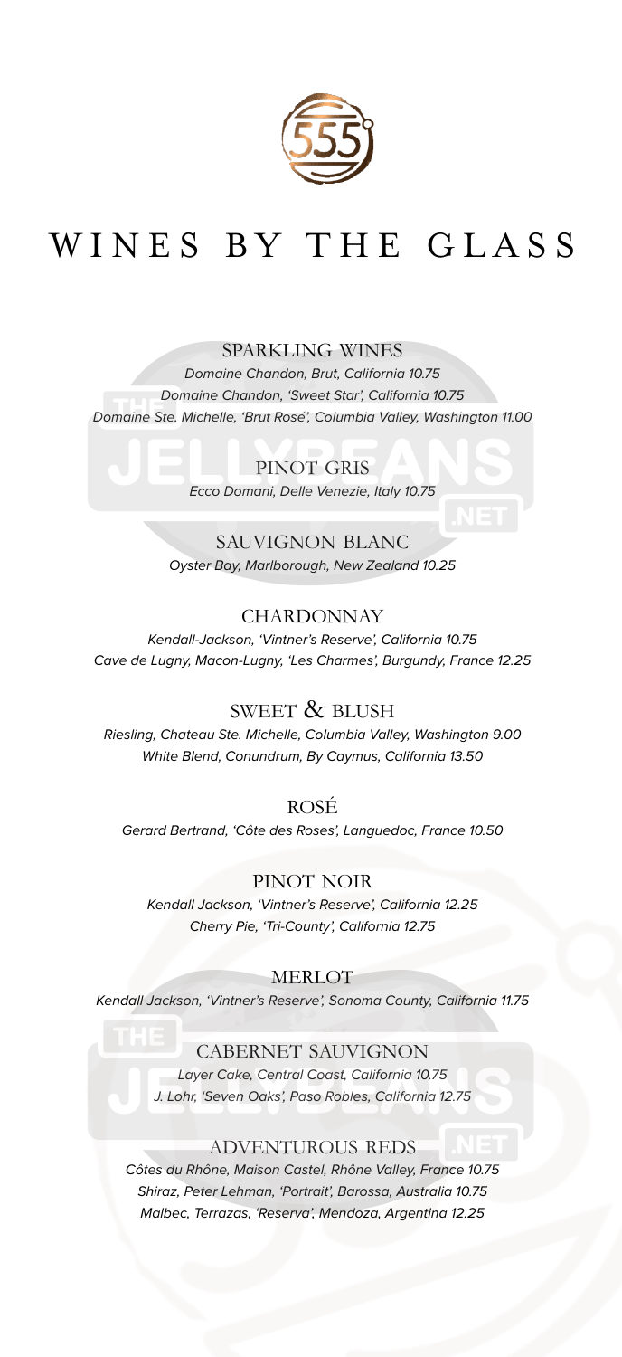# WINES BY THE GLASS

## SPARKLING WINES

*Domaine Chandon, Brut, California 10.75*

*Domaine Chandon, 'Sweet Star', California 10.75*

*Domaine Ste. Michelle, 'Brut Rosé', Columbia Valley, Washington 11.00*

## PINOT GRIS

*Ecco Domani, Delle Venezie, Italy 10.75*

## SAUVIGNON BLANC

*Oyster Bay, Marlborough, New Zealand 10.25*

## CHARDONNAY

*Kendall-Jackson, 'Vintner's Reserve', California 10.75*

*Cave de Lugny, Macon-Lugny, 'Les Charmes', Burgundy, France 12.25*

## SWEET & BLUSH

*Riesling, Chateau Ste. Michelle, Columbia Valley, Washington 9.00*

*White Blend, Conundrum, By Caymus, California 13.50*

## ROSÉ

*Gerard Bertrand, 'Côte des Roses', Languedoc, France 10.50*

## PINOT NOIR

*Kendall Jackson, 'Vintner's Reserve', California 12.25*

*Cherry Pie, 'Tri-County', California 12.75*

## MERLOT

*Kendall Jackson, 'Vintner's Reserve', Sonoma County, California 11.75*

## CABERNET SAUVIGNON

*Layer Cake, Central Coast, California 10.75*

*J. Lohr, 'Seven Oaks', Paso Robles, California 12.75*

## ADVENTUROUS REDS

*Côtes du Rhône, Maison Castel, Rhône Valley, France 10.75*

*Shiraz, Peter Lehman, 'Portrait', Barossa, Australia 10.75*

*Malbec, Terrazas, 'Reserva', Mendoza, Argentina 12.25*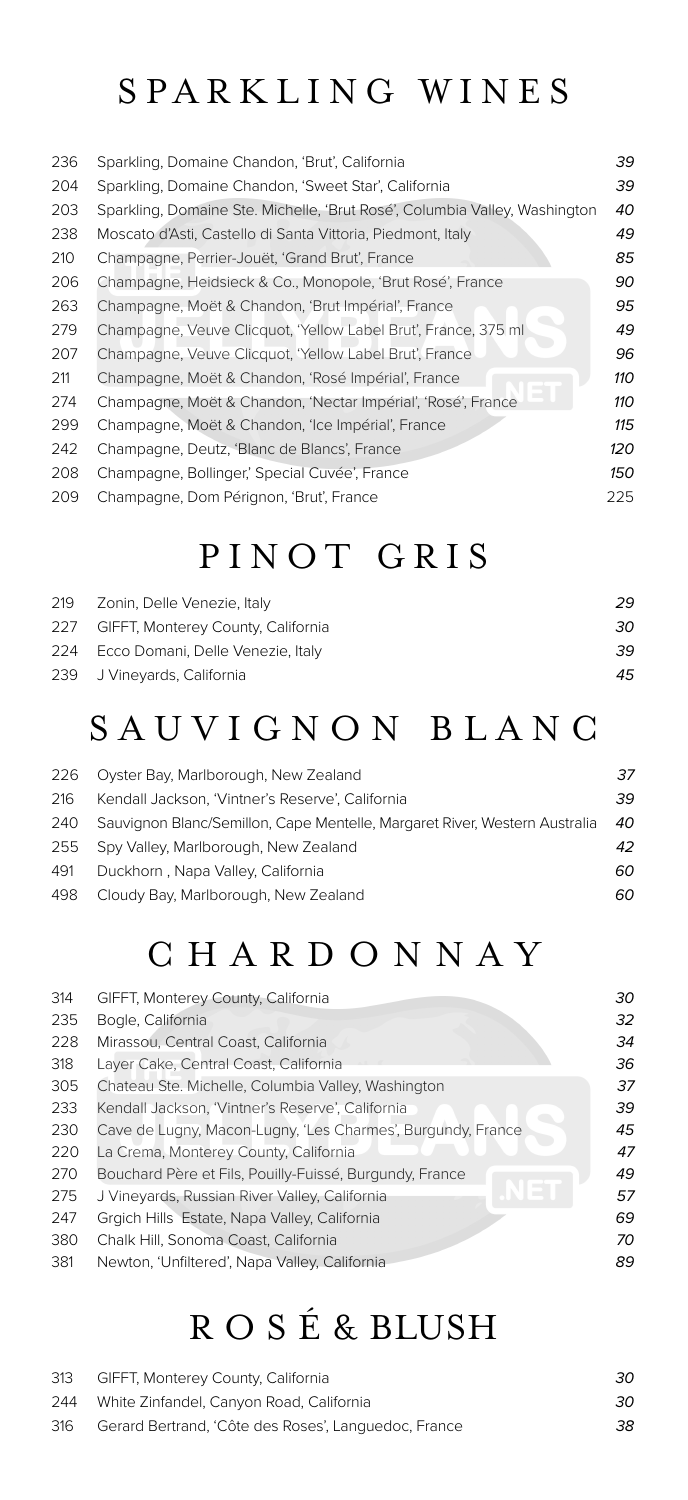# SPARKLING WINES

| | | |
|---|---|---|
| 236 | Sparkling, Domaine Chandon, 'Brut', California | 39 |
| 204 | Sparkling, Domaine Chandon, 'Sweet Star', California | 39 |
| 203 | Sparkling, Domaine Ste. Michelle, 'Brut Rosé', Columbia Valley, Washington | 40 |
| 238 | Moscato d'Asti, Castello di Santa Vittoria, Piedmont, Italy | 49 |
| 210 | Champagne, Perrier-Jouët, 'Grand Brut', France | 85 |
| 206 | Champagne, Heidsieck & Co., Monopole, 'Brut Rosé', France | 90 |
| 263 | Champagne, Moët & Chandon, 'Brut Impérial', France | 95 |
| 279 | Champagne, Veuve Clicquot, 'Yellow Label Brut', France, 375 ml | 49 |
| 207 | Champagne, Veuve Clicquot, 'Yellow Label Brut', France | 96 |
| 211 | Champagne, Moët & Chandon, 'Rosé Impérial', France | 110 |
| 274 | Champagne, Moët & Chandon, 'Nectar Impérial', 'Rosé', France | 110 |
| 299 | Champagne, Moët & Chandon, 'Ice Impérial', France | 115 |
| 242 | Champagne, Deutz, 'Blanc de Blancs', France | 120 |
| 208 | Champagne, Bollinger,' Special Cuvée', France | 150 |
| 209 | Champagne, Dom Pérignon, 'Brut', France | 225 |

# PINOT GRIS

| | | |
|---|---|---|
| 219 | Zonin, Delle Venezie, Italy | 29 |
| 227 | GIFFT, Monterey County, California | 30 |
| 224 | Ecco Domani, Delle Venezie, Italy | 39 |
| 239 | J Vineyards, California | 45 |

# SAUVIGNON BLANC

| | | |
|---|---|---|
| 226 | Oyster Bay, Marlborough, New Zealand | 37 |
| 216 | Kendall Jackson, 'Vintner's Reserve', California | 39 |
| 240 | Sauvignon Blanc/Semillon, Cape Mentelle, Margaret River, Western Australia | 40 |
| 255 | Spy Valley, Marlborough, New Zealand | 42 |
| 491 | Duckhorn , Napa Valley, California | 60 |
| 498 | Cloudy Bay, Marlborough, New Zealand | 60 |

# CHARDONNAY

| | | |
|---|---|---|
| 314 | GIFFT, Monterey County, California | 30 |
| 235 | Bogle, California | 32 |
| 228 | Mirassou, Central Coast, California | 34 |
| 318 | Layer Cake, Central Coast, California | 36 |
| 305 | Chateau Ste. Michelle, Columbia Valley, Washington | 37 |
| 233 | Kendall Jackson, 'Vintner's Reserve', California | 39 |
| 230 | Cave de Lugny, Macon-Lugny, 'Les Charmes', Burgundy, France | 45 |
| 220 | La Crema, Monterey County, California | 47 |
| 270 | Bouchard Père et Fils, Pouilly-Fuissé, Burgundy, France | 49 |
| 275 | J Vineyards, Russian River Valley, California | 57 |
| 247 | Grgich Hills Estate, Napa Valley, California | 69 |
| 380 | Chalk Hill, Sonoma Coast, California | 70 |
| 381 | Newton, 'Unfiltered', Napa Valley, California | 89 |

# ROSÉ & BLUSH

| | | |
|---|---|---|
| 313 | GIFFT, Monterey County, California | 30 |
| 244 | White Zinfandel, Canyon Road, California | 30 |
| 316 | Gerard Bertrand, 'Côte des Roses', Languedoc, France | 38 |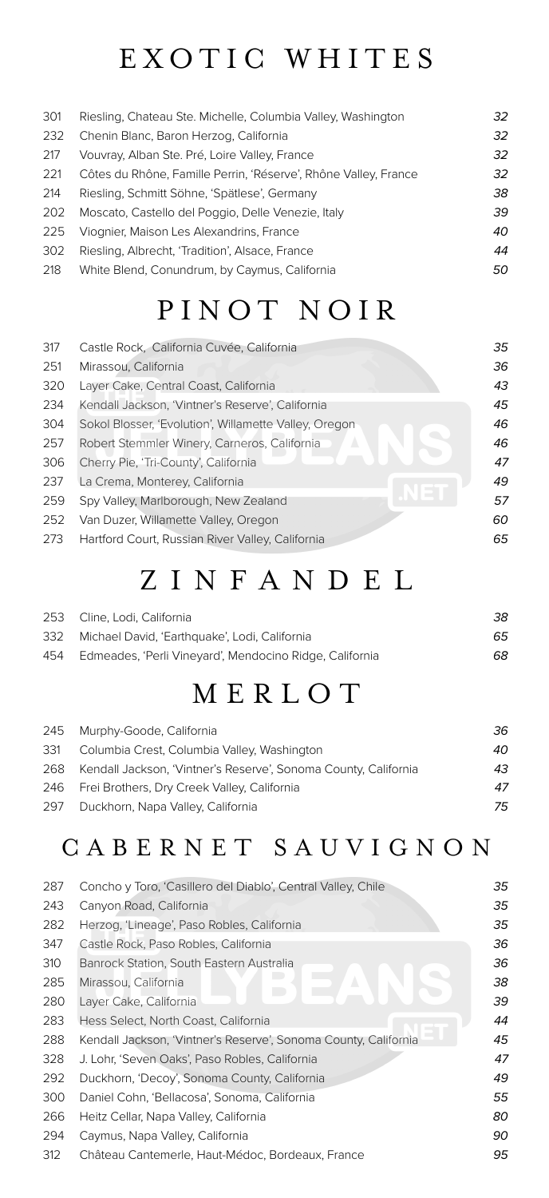# EXOTIC WHITES

| | | |
|---|---|---|
| 301 | Riesling, Chateau Ste. Michelle, Columbia Valley, Washington | *32* |
| 232 | Chenin Blanc, Baron Herzog, California | *32* |
| 217 | Vouvray, Alban Ste. Pré, Loire Valley, France | *32* |
| 221 | Côtes du Rhône, Famille Perrin, 'Réserve', Rhône Valley, France | *32* |
| 214 | Riesling, Schmitt Söhne, 'Spätlese', Germany | *38* |
| 202 | Moscato, Castello del Poggio, Delle Venezie, Italy | *39* |
| 225 | Viognier, Maison Les Alexandrins, France | *40* |
| 302 | Riesling, Albrecht, 'Tradition', Alsace, France | *44* |
| 218 | White Blend, Conundrum, by Caymus, California | *50* |

# PINOT NOIR

| | | |
|---|---|---|
| 317 | Castle Rock, California Cuvée, California | *35* |
| 251 | Mirassou, California | *36* |
| 320 | Layer Cake, Central Coast, California | *43* |
| 234 | Kendall Jackson, 'Vintner's Reserve', California | *45* |
| 304 | Sokol Blosser, 'Evolution', Willamette Valley, Oregon | *46* |
| 257 | Robert Stemmler Winery, Carneros, California | *46* |
| 306 | Cherry Pie, 'Tri-County', California | *47* |
| 237 | La Crema, Monterey, California | *49* |
| 259 | Spy Valley, Marlborough, New Zealand | *57* |
| 252 | Van Duzer, Willamette Valley, Oregon | *60* |
| 273 | Hartford Court, Russian River Valley, California | *65* |

# ZINFANDEL

| | | |
|---|---|---|
| 253 | Cline, Lodi, California | *38* |
| 332 | Michael David, 'Earthquake', Lodi, California | *65* |
| 454 | Edmeades, 'Perli Vineyard', Mendocino Ridge, California | *68* |

# MERLOT

| | | |
|---|---|---|
| 245 | Murphy-Goode, California | *36* |
| 331 | Columbia Crest, Columbia Valley, Washington | *40* |
| 268 | Kendall Jackson, 'Vintner's Reserve', Sonoma County, California | *43* |
| 246 | Frei Brothers, Dry Creek Valley, California | *47* |
| 297 | Duckhorn, Napa Valley, California | *75* |

# CABERNET SAUVIGNON

| | | |
|---|---|---|
| 287 | Concho y Toro, 'Casillero del Diablo', Central Valley, Chile | *35* |
| 243 | Canyon Road, California | *35* |
| 282 | Herzog, 'Lineage', Paso Robles, California | *35* |
| 347 | Castle Rock, Paso Robles, California | *36* |
| 310 | Banrock Station, South Eastern Australia | *36* |
| 285 | Mirassou, California | *38* |
| 280 | Layer Cake, California | *39* |
| 283 | Hess Select, North Coast, California | *44* |
| 288 | Kendall Jackson, 'Vintner's Reserve', Sonoma County, California | *45* |
| 328 | J. Lohr, 'Seven Oaks', Paso Robles, California | *47* |
| 292 | Duckhorn, 'Decoy', Sonoma County, California | *49* |
| 300 | Daniel Cohn, 'Bellacosa', Sonoma, California | *55* |
| 266 | Heitz Cellar, Napa Valley, California | *80* |
| 294 | Caymus, Napa Valley, California | *90* |
| 312 | Château Cantemerle, Haut-Médoc, Bordeaux, France | *95* |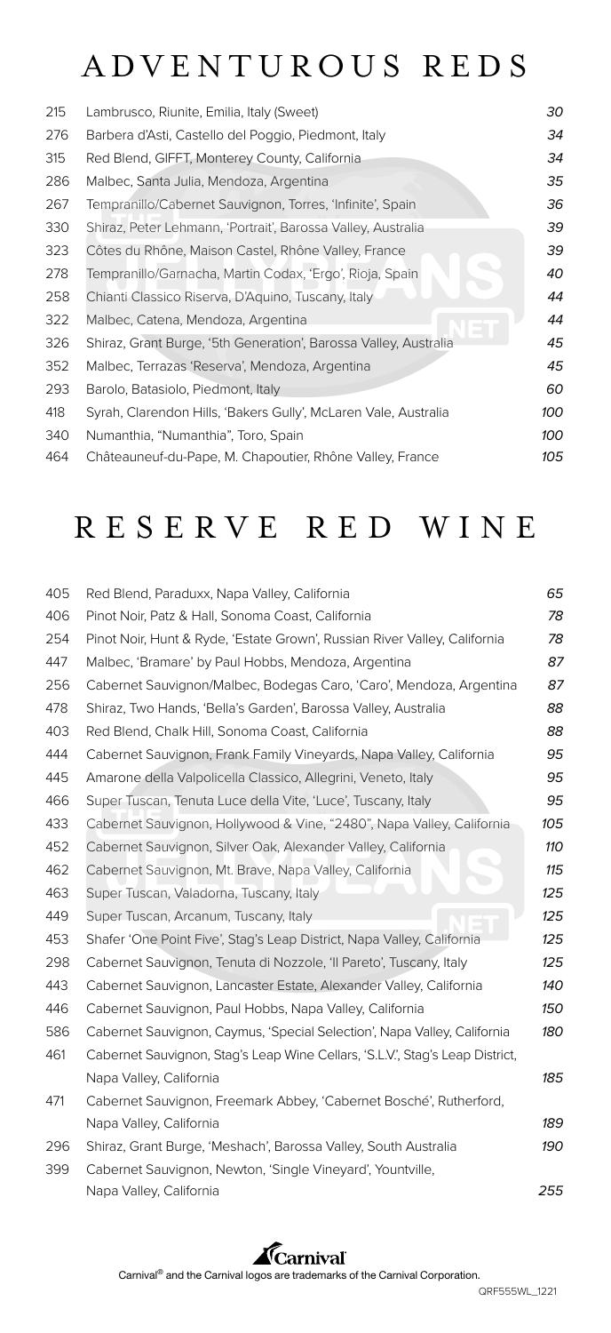# ADVENTUROUS REDS

| | | |
|---|---|---|
| 215 | Lambrusco, Riunite, Emilia, Italy (Sweet) | 30 |
| 276 | Barbera d'Asti, Castello del Poggio, Piedmont, Italy | 34 |
| 315 | Red Blend, GIFFT, Monterey County, California | 34 |
| 286 | Malbec, Santa Julia, Mendoza, Argentina | 35 |
| 267 | Tempranillo/Cabernet Sauvignon, Torres, 'Infinite', Spain | 36 |
| 330 | Shiraz, Peter Lehmann, 'Portrait', Barossa Valley, Australia | 39 |
| 323 | Côtes du Rhône, Maison Castel, Rhône Valley, France | 39 |
| 278 | Tempranillo/Garnacha, Martin Codax, 'Ergo', Rioja, Spain | 40 |
| 258 | Chianti Classico Riserva, D'Aquino, Tuscany, Italy | 44 |
| 322 | Malbec, Catena, Mendoza, Argentina | 44 |
| 326 | Shiraz, Grant Burge, '5th Generation', Barossa Valley, Australia | 45 |
| 352 | Malbec, Terrazas 'Reserva', Mendoza, Argentina | 45 |
| 293 | Barolo, Batasiolo, Piedmont, Italy | 60 |
| 418 | Syrah, Clarendon Hills, 'Bakers Gully', McLaren Vale, Australia | 100 |
| 340 | Numanthia, "Numanthia", Toro, Spain | 100 |
| 464 | Châteauneuf-du-Pape, M. Chapoutier, Rhône Valley, France | 105 |

# RESERVE RED WINE

| | | |
|---|---|---|
| 405 | Red Blend, Paraduxx, Napa Valley, California | 65 |
| 406 | Pinot Noir, Patz & Hall, Sonoma Coast, California | 78 |
| 254 | Pinot Noir, Hunt & Ryde, 'Estate Grown', Russian River Valley, California | 78 |
| 447 | Malbec, 'Bramare' by Paul Hobbs, Mendoza, Argentina | 87 |
| 256 | Cabernet Sauvignon/Malbec, Bodegas Caro, 'Caro', Mendoza, Argentina | 87 |
| 478 | Shiraz, Two Hands, 'Bella's Garden', Barossa Valley, Australia | 88 |
| 403 | Red Blend, Chalk Hill, Sonoma Coast, California | 88 |
| 444 | Cabernet Sauvignon, Frank Family Vineyards, Napa Valley, California | 95 |
| 445 | Amarone della Valpolicella Classico, Allegrini, Veneto, Italy | 95 |
| 466 | Super Tuscan, Tenuta Luce della Vite, 'Luce', Tuscany, Italy | 95 |
| 433 | Cabernet Sauvignon, Hollywood & Vine, "2480", Napa Valley, California | 105 |
| 452 | Cabernet Sauvignon, Silver Oak, Alexander Valley, California | 110 |
| 462 | Cabernet Sauvignon, Mt. Brave, Napa Valley, California | 115 |
| 463 | Super Tuscan, Valadorna, Tuscany, Italy | 125 |
| 449 | Super Tuscan, Arcanum, Tuscany, Italy | 125 |
| 453 | Shafer 'One Point Five', Stag's Leap District, Napa Valley, California | 125 |
| 298 | Cabernet Sauvignon, Tenuta di Nozzole, 'Il Pareto', Tuscany, Italy | 125 |
| 443 | Cabernet Sauvignon, Lancaster Estate, Alexander Valley, California | 140 |
| 446 | Cabernet Sauvignon, Paul Hobbs, Napa Valley, California | 150 |
| 586 | Cabernet Sauvignon, Caymus, 'Special Selection', Napa Valley, California | 180 |
| 461 | Cabernet Sauvignon, Stag's Leap Wine Cellars, 'S.L.V.', Stag's Leap District, Napa Valley, California | 185 |
| 471 | Cabernet Sauvignon, Freemark Abbey, 'Cabernet Bosché', Rutherford, Napa Valley, California | 189 |
| 296 | Shiraz, Grant Burge, 'Meshach', Barossa Valley, South Australia | 190 |
| 399 | Cabernet Sauvignon, Newton, 'Single Vineyard', Yountville, Napa Valley, California | 255 |

Carnival® and the Carnival logos are trademarks of the Carnival Corporation.

QRF555WL_1221